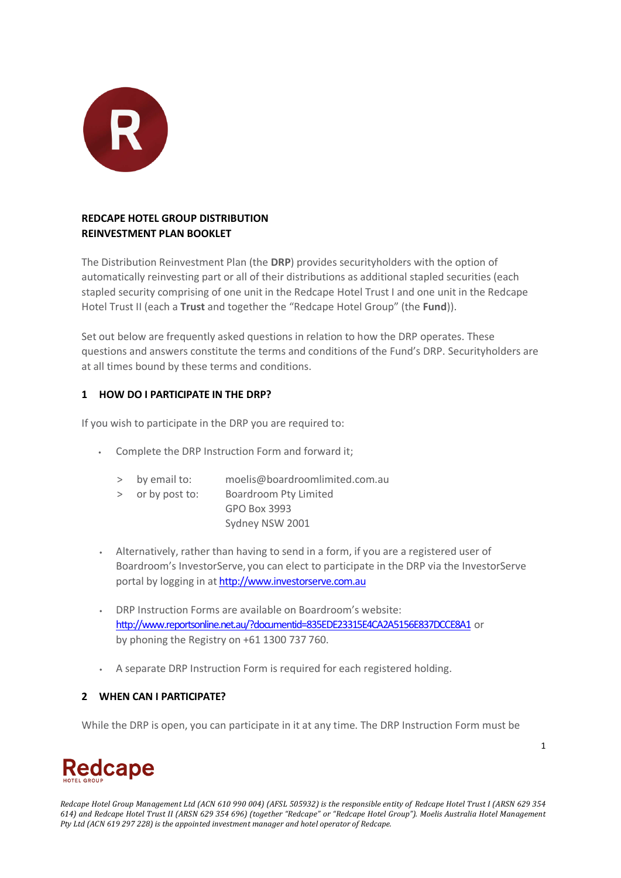**REDCAPE HOTEL GROUP DISTRIBUTION REINVESTMENT PLAN BOOKLET**

The Distribution Reinvestment Plan (the **DRP**) provides securityholders with the option of automatically reinvesting part or all of their distributions as additional stapled securities (each stapled security comprising of one unit in the Redcape Hotel Trust I and one unit in the Redcape Hotel Trust II (each a **Trust** and together the "Redcape Hotel Group" (the **Fund**)).

Set out below are frequently asked questions in relation to how the DRP operates. These questions and answers constitute the terms and conditions of the Fund's DRP. Securityholders are at all times bound by these terms and conditions.

## 1 HOW DO I PARTICIPATE IN THE DRP?

If you wish to participate in the DRP you are required to:

- Complete the DRP Instruction Form and forward it;
  - > by email to: moelis@boardroomlimited.com.au
  - > or by post to: Boardroom Pty Limited
    GPO Box 3993
    Sydney NSW 2001
- Alternatively, rather than having to send in a form, if you are a registered user of Boardroom's InvestorServe, you can elect to participate in the DRP via the InvestorServe portal by logging in at http://www.investorserve.com.au
- DRP Instruction Forms are available on Boardroom's website: http://www.reportsonline.net.au/?documentid=835EDE23315E4CA2A5156E837DCCE8A1 or by phoning the Registry on +61 1300 737 760.
- A separate DRP Instruction Form is required for each registered holding.

## 2 WHEN CAN I PARTICIPATE?

While the DRP is open, you can participate in it at any time. The DRP Instruction Form must be

*Redcape Hotel Group Management Ltd (ACN 610 990 004) (AFSL 505932) is the responsible entity of Redcape Hotel Trust I (ARSN 629 354 614) and Redcape Hotel Trust II (ARSN 629 354 696) (together "Redcape" or "Redcape Hotel Group"). Moelis Australia Hotel Management Pty Ltd (ACN 619 297 228) is the appointed investment manager and hotel operator of Redcape.*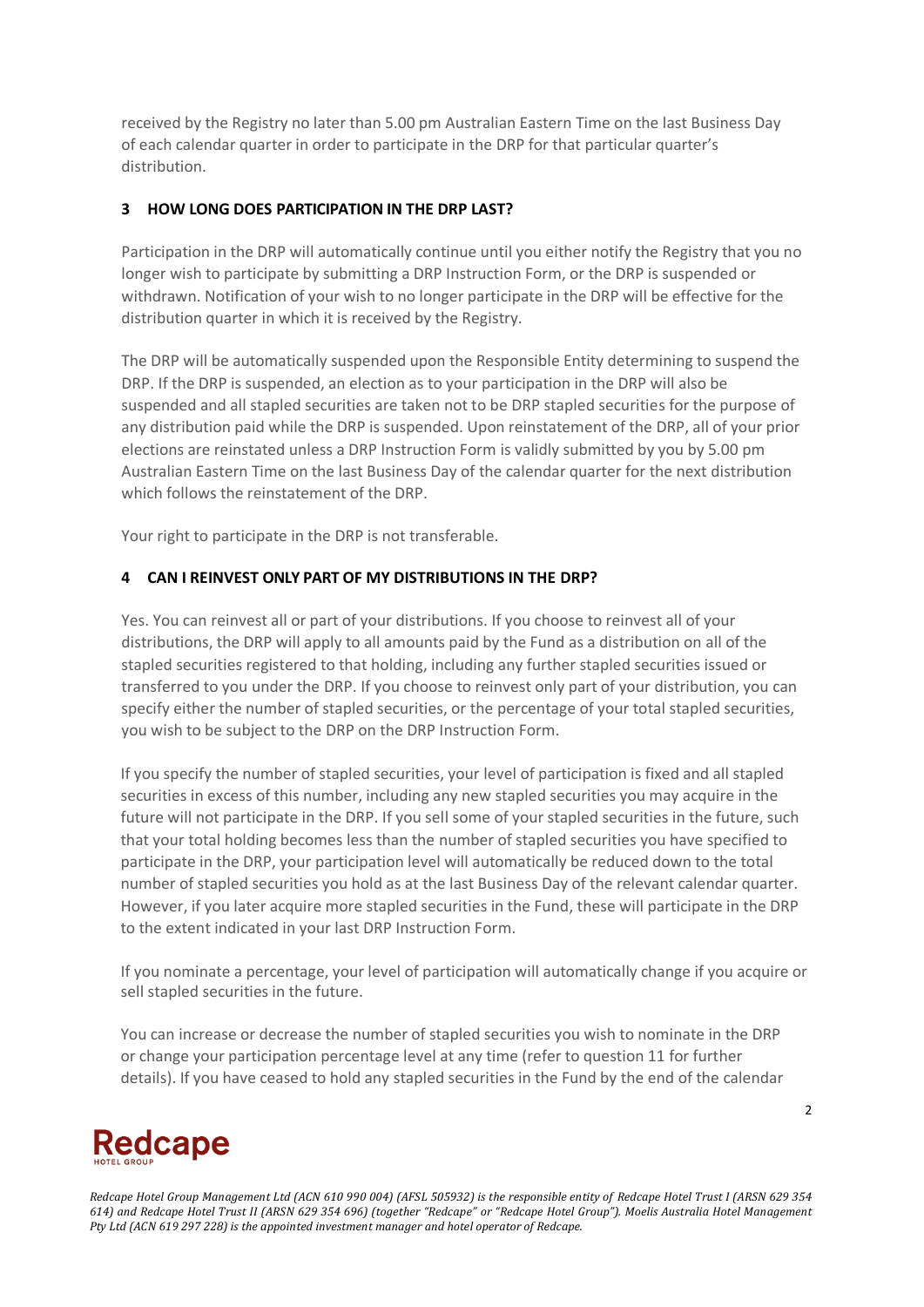received by the Registry no later than 5.00 pm Australian Eastern Time on the last Business Day of each calendar quarter in order to participate in the DRP for that particular quarter's distribution.

## 3 HOW LONG DOES PARTICIPATION IN THE DRP LAST?

Participation in the DRP will automatically continue until you either notify the Registry that you no longer wish to participate by submitting a DRP Instruction Form, or the DRP is suspended or withdrawn. Notification of your wish to no longer participate in the DRP will be effective for the distribution quarter in which it is received by the Registry.

The DRP will be automatically suspended upon the Responsible Entity determining to suspend the DRP. If the DRP is suspended, an election as to your participation in the DRP will also be suspended and all stapled securities are taken not to be DRP stapled securities for the purpose of any distribution paid while the DRP is suspended. Upon reinstatement of the DRP, all of your prior elections are reinstated unless a DRP Instruction Form is validly submitted by you by 5.00 pm Australian Eastern Time on the last Business Day of the calendar quarter for the next distribution which follows the reinstatement of the DRP.

Your right to participate in the DRP is not transferable.

## 4 CAN I REINVEST ONLY PART OF MY DISTRIBUTIONS IN THE DRP?

Yes. You can reinvest all or part of your distributions. If you choose to reinvest all of your distributions, the DRP will apply to all amounts paid by the Fund as a distribution on all of the stapled securities registered to that holding, including any further stapled securities issued or transferred to you under the DRP. If you choose to reinvest only part of your distribution, you can specify either the number of stapled securities, or the percentage of your total stapled securities, you wish to be subject to the DRP on the DRP Instruction Form.

If you specify the number of stapled securities, your level of participation is fixed and all stapled securities in excess of this number, including any new stapled securities you may acquire in the future will not participate in the DRP. If you sell some of your stapled securities in the future, such that your total holding becomes less than the number of stapled securities you have specified to participate in the DRP, your participation level will automatically be reduced down to the total number of stapled securities you hold as at the last Business Day of the relevant calendar quarter. However, if you later acquire more stapled securities in the Fund, these will participate in the DRP to the extent indicated in your last DRP Instruction Form.

If you nominate a percentage, your level of participation will automatically change if you acquire or sell stapled securities in the future.

You can increase or decrease the number of stapled securities you wish to nominate in the DRP or change your participation percentage level at any time (refer to question 11 for further details). If you have ceased to hold any stapled securities in the Fund by the end of the calendar

*Redcape Hotel Group Management Ltd (ACN 610 990 004) (AFSL 505932) is the responsible entity of Redcape Hotel Trust I (ARSN 629 354 614) and Redcape Hotel Trust II (ARSN 629 354 696) (together "Redcape" or "Redcape Hotel Group"). Moelis Australia Hotel Management Pty Ltd (ACN 619 297 228) is the appointed investment manager and hotel operator of Redcape.*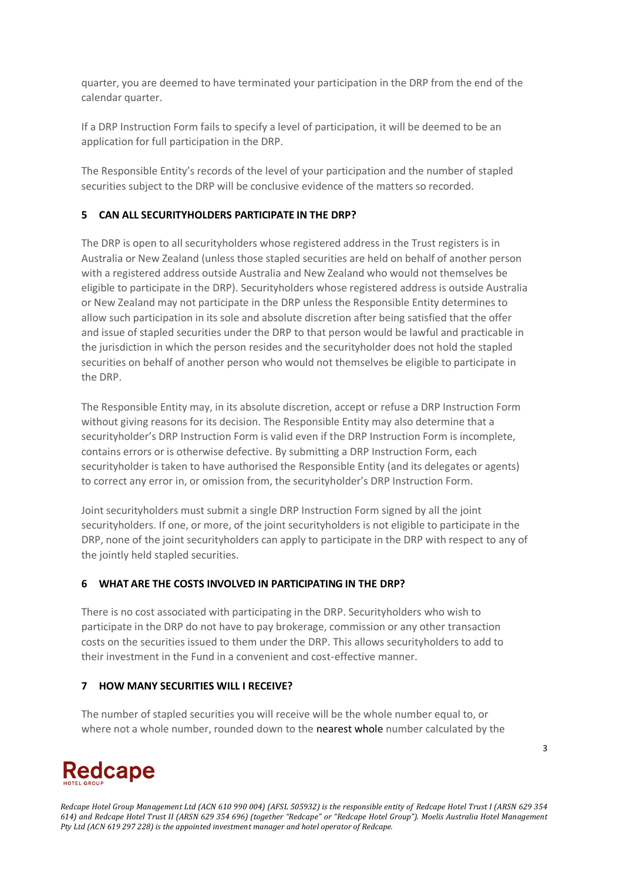quarter, you are deemed to have terminated your participation in the DRP from the end of the calendar quarter.

If a DRP Instruction Form fails to specify a level of participation, it will be deemed to be an application for full participation in the DRP.

The Responsible Entity's records of the level of your participation and the number of stapled securities subject to the DRP will be conclusive evidence of the matters so recorded.

## 5 CAN ALL SECURITYHOLDERS PARTICIPATE IN THE DRP?

The DRP is open to all securityholders whose registered address in the Trust registers is in Australia or New Zealand (unless those stapled securities are held on behalf of another person with a registered address outside Australia and New Zealand who would not themselves be eligible to participate in the DRP). Securityholders whose registered address is outside Australia or New Zealand may not participate in the DRP unless the Responsible Entity determines to allow such participation in its sole and absolute discretion after being satisfied that the offer and issue of stapled securities under the DRP to that person would be lawful and practicable in the jurisdiction in which the person resides and the securityholder does not hold the stapled securities on behalf of another person who would not themselves be eligible to participate in the DRP.

The Responsible Entity may, in its absolute discretion, accept or refuse a DRP Instruction Form without giving reasons for its decision. The Responsible Entity may also determine that a securityholder's DRP Instruction Form is valid even if the DRP Instruction Form is incomplete, contains errors or is otherwise defective. By submitting a DRP Instruction Form, each securityholder is taken to have authorised the Responsible Entity (and its delegates or agents) to correct any error in, or omission from, the securityholder's DRP Instruction Form.

Joint securityholders must submit a single DRP Instruction Form signed by all the joint securityholders. If one, or more, of the joint securityholders is not eligible to participate in the DRP, none of the joint securityholders can apply to participate in the DRP with respect to any of the jointly held stapled securities.

## 6 WHAT ARE THE COSTS INVOLVED IN PARTICIPATING IN THE DRP?

There is no cost associated with participating in the DRP. Securityholders who wish to participate in the DRP do not have to pay brokerage, commission or any other transaction costs on the securities issued to them under the DRP. This allows securityholders to add to their investment in the Fund in a convenient and cost-effective manner.

## 7 HOW MANY SECURITIES WILL I RECEIVE?

The number of stapled securities you will receive will be the whole number equal to, or where not a whole number, rounded down to the nearest whole number calculated by the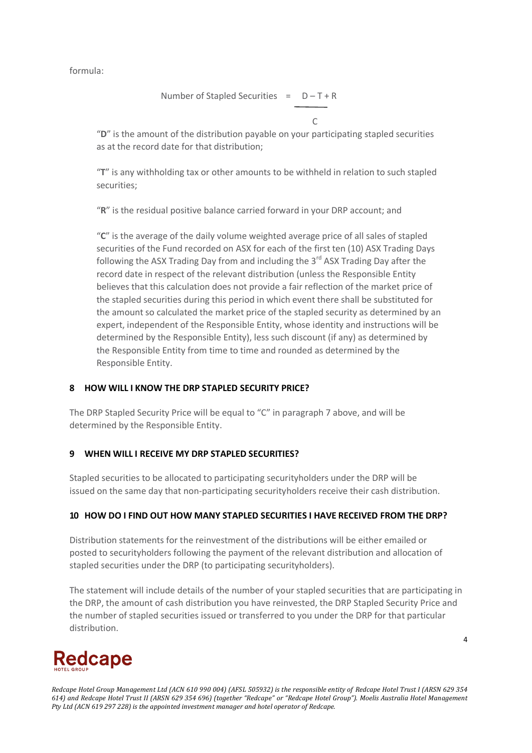formula:

$$\text{Number of Stapled Securities} = \frac{D - T + R}{C}$$

"**D**" is the amount of the distribution payable on your participating stapled securities as at the record date for that distribution;

"**T**" is any withholding tax or other amounts to be withheld in relation to such stapled securities;

"**R**" is the residual positive balance carried forward in your DRP account; and

"**C**" is the average of the daily volume weighted average price of all sales of stapled securities of the Fund recorded on ASX for each of the first ten (10) ASX Trading Days following the ASX Trading Day from and including the 3rd ASX Trading Day after the record date in respect of the relevant distribution (unless the Responsible Entity believes that this calculation does not provide a fair reflection of the market price of the stapled securities during this period in which event there shall be substituted for the amount so calculated the market price of the stapled security as determined by an expert, independent of the Responsible Entity, whose identity and instructions will be determined by the Responsible Entity), less such discount (if any) as determined by the Responsible Entity from time to time and rounded as determined by the Responsible Entity.

## 8 HOW WILL I KNOW THE DRP STAPLED SECURITY PRICE?

The DRP Stapled Security Price will be equal to "C" in paragraph 7 above, and will be determined by the Responsible Entity.

## 9 WHEN WILL I RECEIVE MY DRP STAPLED SECURITIES?

Stapled securities to be allocated to participating securityholders under the DRP will be issued on the same day that non-participating securityholders receive their cash distribution.

## 10 HOW DO I FIND OUT HOW MANY STAPLED SECURITIES I HAVE RECEIVED FROM THE DRP?

Distribution statements for the reinvestment of the distributions will be either emailed or posted to securityholders following the payment of the relevant distribution and allocation of stapled securities under the DRP (to participating securityholders).

The statement will include details of the number of your stapled securities that are participating in the DRP, the amount of cash distribution you have reinvested, the DRP Stapled Security Price and the number of stapled securities issued or transferred to you under the DRP for that particular distribution.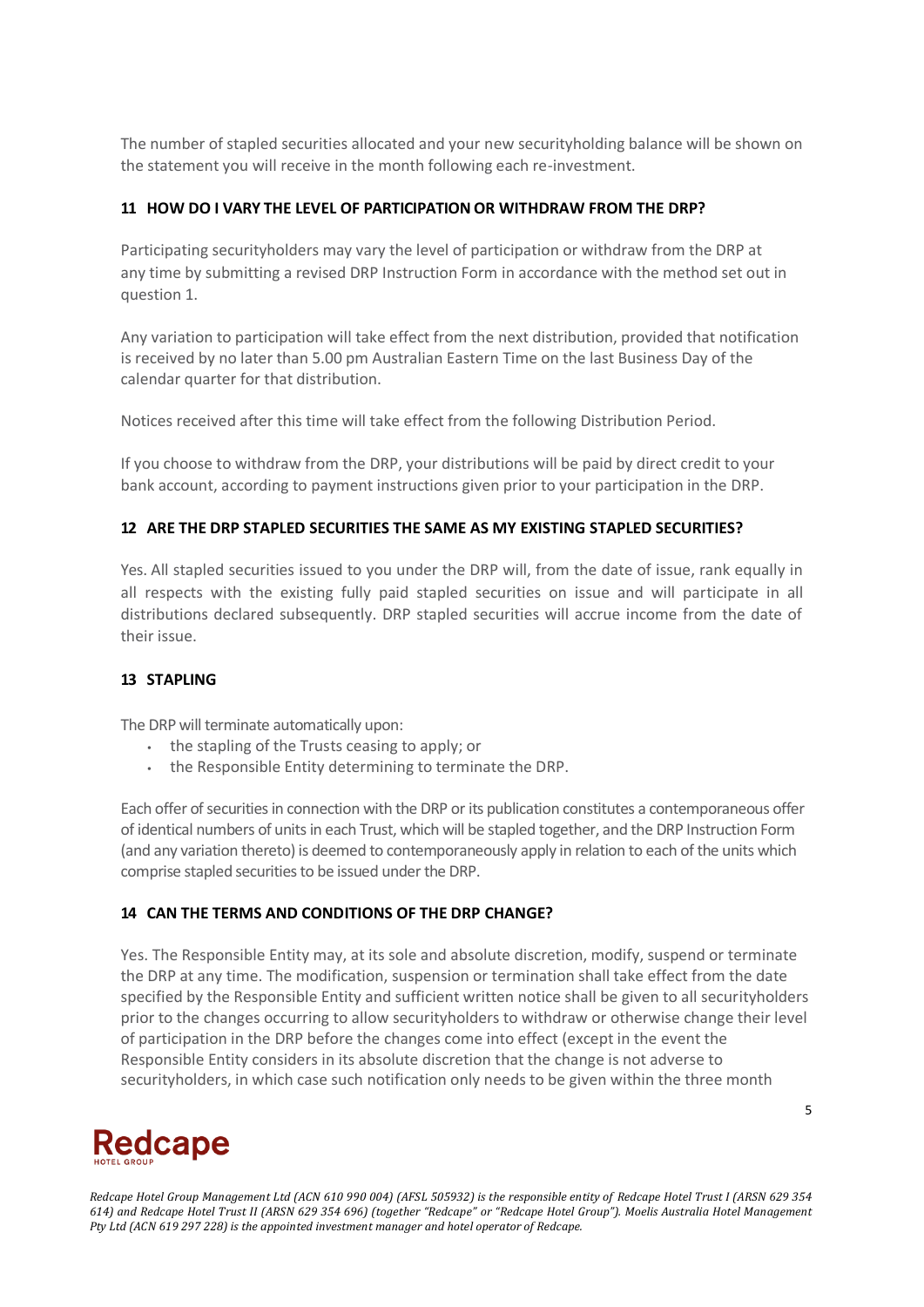The number of stapled securities allocated and your new securityholding balance will be shown on the statement you will receive in the month following each re-investment.

### 11 HOW DO I VARY THE LEVEL OF PARTICIPATION OR WITHDRAW FROM THE DRP?

Participating securityholders may vary the level of participation or withdraw from the DRP at any time by submitting a revised DRP Instruction Form in accordance with the method set out in question 1.

Any variation to participation will take effect from the next distribution, provided that notification is received by no later than 5.00 pm Australian Eastern Time on the last Business Day of the calendar quarter for that distribution.

Notices received after this time will take effect from the following Distribution Period.

If you choose to withdraw from the DRP, your distributions will be paid by direct credit to your bank account, according to payment instructions given prior to your participation in the DRP.

### 12 ARE THE DRP STAPLED SECURITIES THE SAME AS MY EXISTING STAPLED SECURITIES?

Yes. All stapled securities issued to you under the DRP will, from the date of issue, rank equally in all respects with the existing fully paid stapled securities on issue and will participate in all distributions declared subsequently. DRP stapled securities will accrue income from the date of their issue.

### 13 STAPLING

The DRP will terminate automatically upon:

- the stapling of the Trusts ceasing to apply; or
- the Responsible Entity determining to terminate the DRP.

Each offer of securities in connection with the DRP or its publication constitutes a contemporaneous offer of identical numbers of units in each Trust, which will be stapled together, and the DRP Instruction Form (and any variation thereto) is deemed to contemporaneously apply in relation to each of the units which comprise stapled securities to be issued under the DRP.

### 14 CAN THE TERMS AND CONDITIONS OF THE DRP CHANGE?

Yes. The Responsible Entity may, at its sole and absolute discretion, modify, suspend or terminate the DRP at any time. The modification, suspension or termination shall take effect from the date specified by the Responsible Entity and sufficient written notice shall be given to all securityholders prior to the changes occurring to allow securityholders to withdraw or otherwise change their level of participation in the DRP before the changes come into effect (except in the event the Responsible Entity considers in its absolute discretion that the change is not adverse to securityholders, in which case such notification only needs to be given within the three month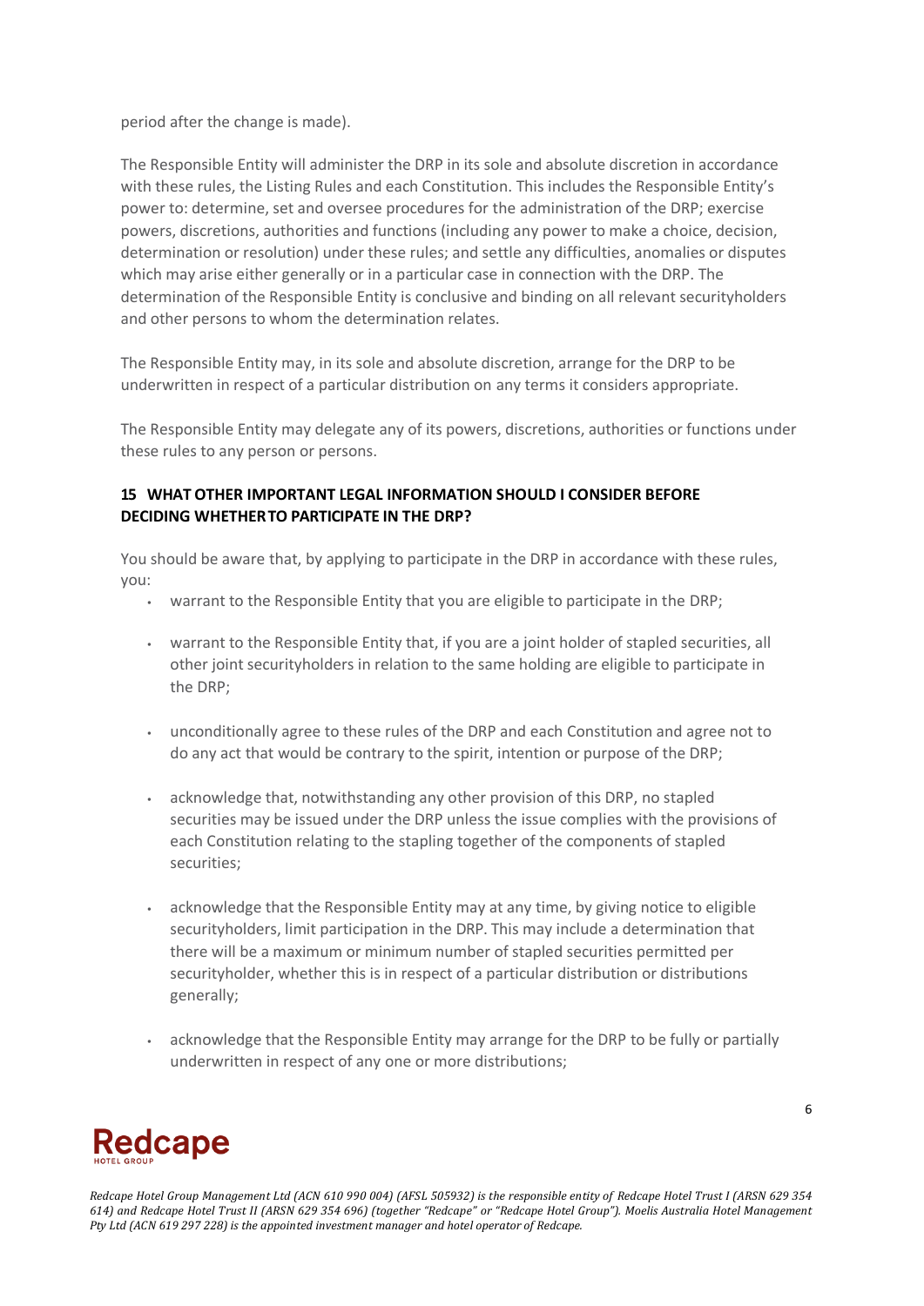period after the change is made).

The Responsible Entity will administer the DRP in its sole and absolute discretion in accordance with these rules, the Listing Rules and each Constitution. This includes the Responsible Entity's power to: determine, set and oversee procedures for the administration of the DRP; exercise powers, discretions, authorities and functions (including any power to make a choice, decision, determination or resolution) under these rules; and settle any difficulties, anomalies or disputes which may arise either generally or in a particular case in connection with the DRP. The determination of the Responsible Entity is conclusive and binding on all relevant securityholders and other persons to whom the determination relates.

The Responsible Entity may, in its sole and absolute discretion, arrange for the DRP to be underwritten in respect of a particular distribution on any terms it considers appropriate.

The Responsible Entity may delegate any of its powers, discretions, authorities or functions under these rules to any person or persons.

## 15 WHAT OTHER IMPORTANT LEGAL INFORMATION SHOULD I CONSIDER BEFORE DECIDING WHETHER TO PARTICIPATE IN THE DRP?

You should be aware that, by applying to participate in the DRP in accordance with these rules, you:

- warrant to the Responsible Entity that you are eligible to participate in the DRP;
- warrant to the Responsible Entity that, if you are a joint holder of stapled securities, all other joint securityholders in relation to the same holding are eligible to participate in the DRP;
- unconditionally agree to these rules of the DRP and each Constitution and agree not to do any act that would be contrary to the spirit, intention or purpose of the DRP;
- acknowledge that, notwithstanding any other provision of this DRP, no stapled securities may be issued under the DRP unless the issue complies with the provisions of each Constitution relating to the stapling together of the components of stapled securities;
- acknowledge that the Responsible Entity may at any time, by giving notice to eligible securityholders, limit participation in the DRP. This may include a determination that there will be a maximum or minimum number of stapled securities permitted per securityholder, whether this is in respect of a particular distribution or distributions generally;
- acknowledge that the Responsible Entity may arrange for the DRP to be fully or partially underwritten in respect of any one or more distributions;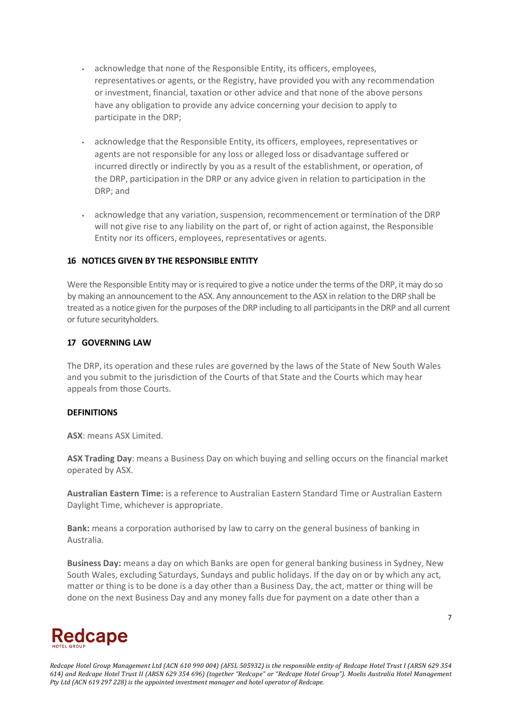- acknowledge that none of the Responsible Entity, its officers, employees, representatives or agents, or the Registry, have provided you with any recommendation or investment, financial, taxation or other advice and that none of the above persons have any obligation to provide any advice concerning your decision to apply to participate in the DRP;
- acknowledge that the Responsible Entity, its officers, employees, representatives or agents are not responsible for any loss or alleged loss or disadvantage suffered or incurred directly or indirectly by you as a result of the establishment, or operation, of the DRP, participation in the DRP or any advice given in relation to participation in the DRP; and
- acknowledge that any variation, suspension, recommencement or termination of the DRP will not give rise to any liability on the part of, or right of action against, the Responsible Entity nor its officers, employees, representatives or agents.

## 16 NOTICES GIVEN BY THE RESPONSIBLE ENTITY

Were the Responsible Entity may or is required to give a notice under the terms of the DRP, it may do so by making an announcement to the ASX. Any announcement to the ASX in relation to the DRP shall be treated as a notice given for the purposes of the DRP including to all participants in the DRP and all current or future securityholders.

## 17 GOVERNING LAW

The DRP, its operation and these rules are governed by the laws of the State of New South Wales and you submit to the jurisdiction of the Courts of that State and the Courts which may hear appeals from those Courts.

## DEFINITIONS

**ASX**: means ASX Limited.

**ASX Trading Day**: means a Business Day on which buying and selling occurs on the financial market operated by ASX.

**Australian Eastern Time:** is a reference to Australian Eastern Standard Time or Australian Eastern Daylight Time, whichever is appropriate.

**Bank:** means a corporation authorised by law to carry on the general business of banking in Australia.

**Business Day:** means a day on which Banks are open for general banking business in Sydney, New South Wales, excluding Saturdays, Sundays and public holidays. If the day on or by which any act, matter or thing is to be done is a day other than a Business Day, the act, matter or thing will be done on the next Business Day and any money falls due for payment on a date other than a

*Redcape Hotel Group Management Ltd (ACN 610 990 004) (AFSL 505932) is the responsible entity of Redcape Hotel Trust I (ARSN 629 354 614) and Redcape Hotel Trust II (ARSN 629 354 696) (together "Redcape" or "Redcape Hotel Group"). Moelis Australia Hotel Management Pty Ltd (ACN 619 297 228) is the appointed investment manager and hotel operator of Redcape.*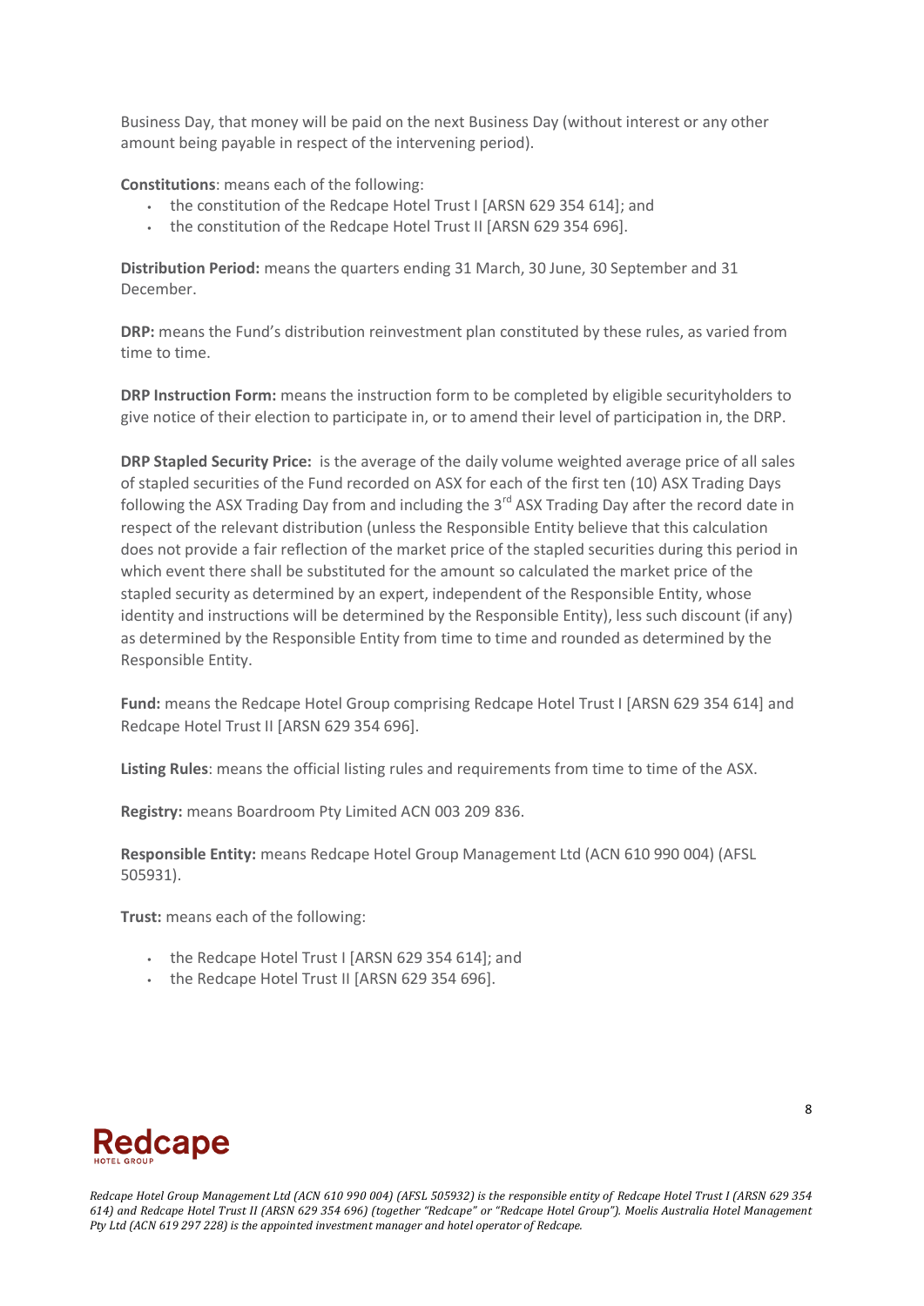Business Day, that money will be paid on the next Business Day (without interest or any other amount being payable in respect of the intervening period).

**Constitutions**: means each of the following:

- the constitution of the Redcape Hotel Trust I [ARSN 629 354 614]; and
- the constitution of the Redcape Hotel Trust II [ARSN 629 354 696].

**Distribution Period:** means the quarters ending 31 March, 30 June, 30 September and 31 December.

**DRP:** means the Fund's distribution reinvestment plan constituted by these rules, as varied from time to time.

**DRP Instruction Form:** means the instruction form to be completed by eligible securityholders to give notice of their election to participate in, or to amend their level of participation in, the DRP.

**DRP Stapled Security Price:** is the average of the daily volume weighted average price of all sales of stapled securities of the Fund recorded on ASX for each of the first ten (10) ASX Trading Days following the ASX Trading Day from and including the 3rd ASX Trading Day after the record date in respect of the relevant distribution (unless the Responsible Entity believe that this calculation does not provide a fair reflection of the market price of the stapled securities during this period in which event there shall be substituted for the amount so calculated the market price of the stapled security as determined by an expert, independent of the Responsible Entity, whose identity and instructions will be determined by the Responsible Entity), less such discount (if any) as determined by the Responsible Entity from time to time and rounded as determined by the Responsible Entity.

**Fund:** means the Redcape Hotel Group comprising Redcape Hotel Trust I [ARSN 629 354 614] and Redcape Hotel Trust II [ARSN 629 354 696].

**Listing Rules**: means the official listing rules and requirements from time to time of the ASX.

**Registry:** means Boardroom Pty Limited ACN 003 209 836.

**Responsible Entity:** means Redcape Hotel Group Management Ltd (ACN 610 990 004) (AFSL 505931).

**Trust:** means each of the following:

- the Redcape Hotel Trust I [ARSN 629 354 614]; and
- the Redcape Hotel Trust II [ARSN 629 354 696].